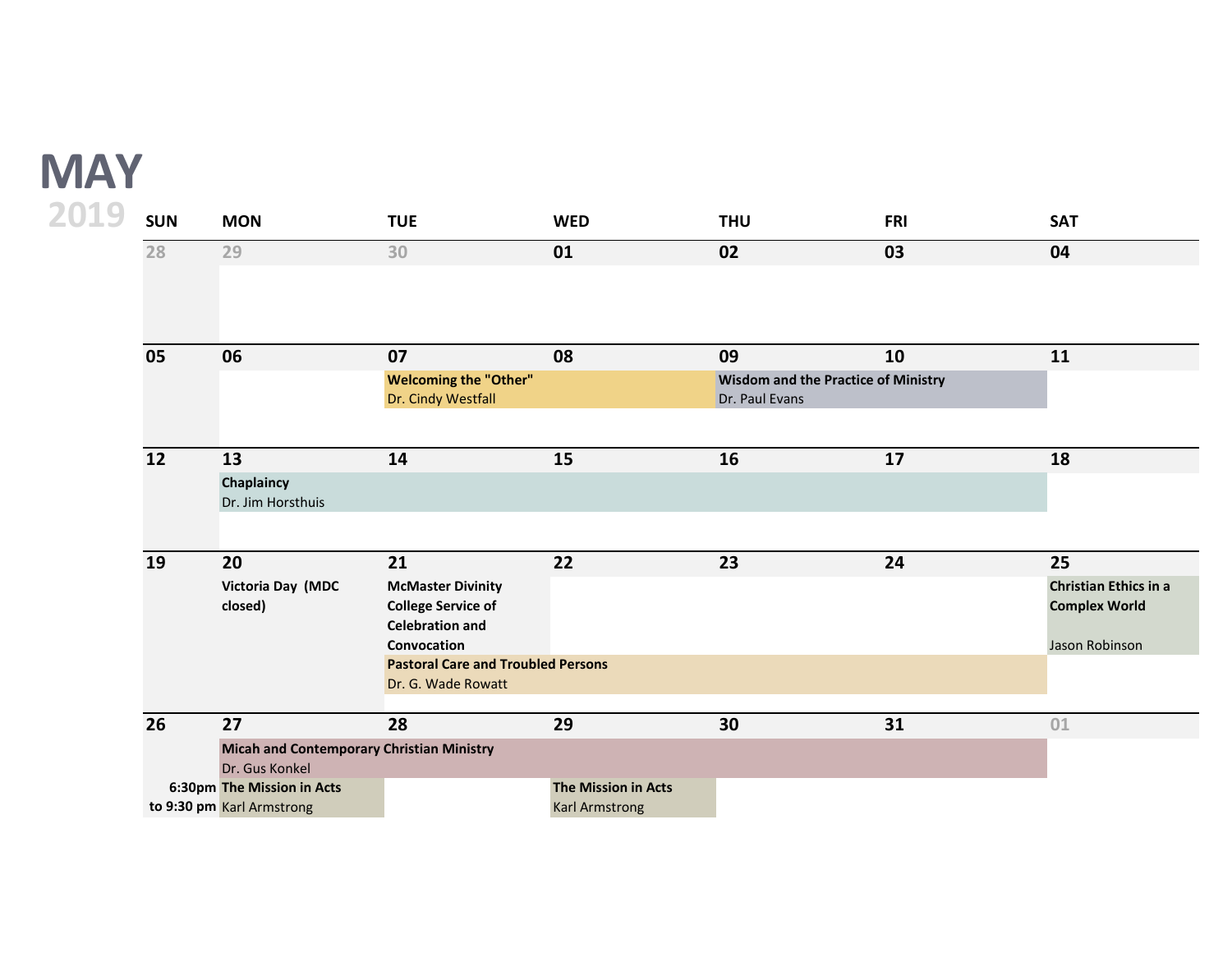# MAY

## 2019

| SUN | MON | TUE | WED | THU | FRI | SAT |
|---|---|---|---|---|---|---|
| 28 | 29 | 30 | 01 | 02 | 03 | 04 |
| 05 | 06 | 07<br>**Welcoming the "Other"**<br>Dr. Cindy Westfall | 08<br>(Welcoming the "Other" continued) | 09<br>**Wisdom and the Practice of Ministry**<br>Dr. Paul Evans | 10<br>(Wisdom and the Practice of Ministry continued) | 11 |
| 12 | 13<br>**Chaplaincy**<br>Dr. Jim Horsthuis | 14<br>(Chaplaincy continued) | 15<br>(Chaplaincy continued) | 16<br>(Chaplaincy continued) | 17<br>(Chaplaincy continued) | 18 |
| 19 | 20<br>**Victoria Day (MDC closed)** | 21<br>**McMaster Divinity College Service of Celebration and Convocation**<br>**Pastoral Care and Troubled Persons**<br>Dr. G. Wade Rowatt | 22<br>(Pastoral Care and Troubled Persons continued) | 23<br>(Pastoral Care and Troubled Persons continued) | 24<br>(Pastoral Care and Troubled Persons continued) | 25<br>**Christian Ethics in a Complex World**<br>Jason Robinson |
| 26<br>**6:30pm to 9:30 pm** | 27<br>**Micah and Contemporary Christian Ministry**<br>Dr. Gus Konkel<br>**The Mission in Acts**<br>Karl Armstrong | 28<br>(Micah and Contemporary Christian Ministry continued) | 29<br>(Micah and Contemporary Christian Ministry continued)<br>**The Mission in Acts**<br>Karl Armstrong | 30<br>(Micah and Contemporary Christian Ministry continued) | 31<br>(Micah and Contemporary Christian Ministry continued) | 01 |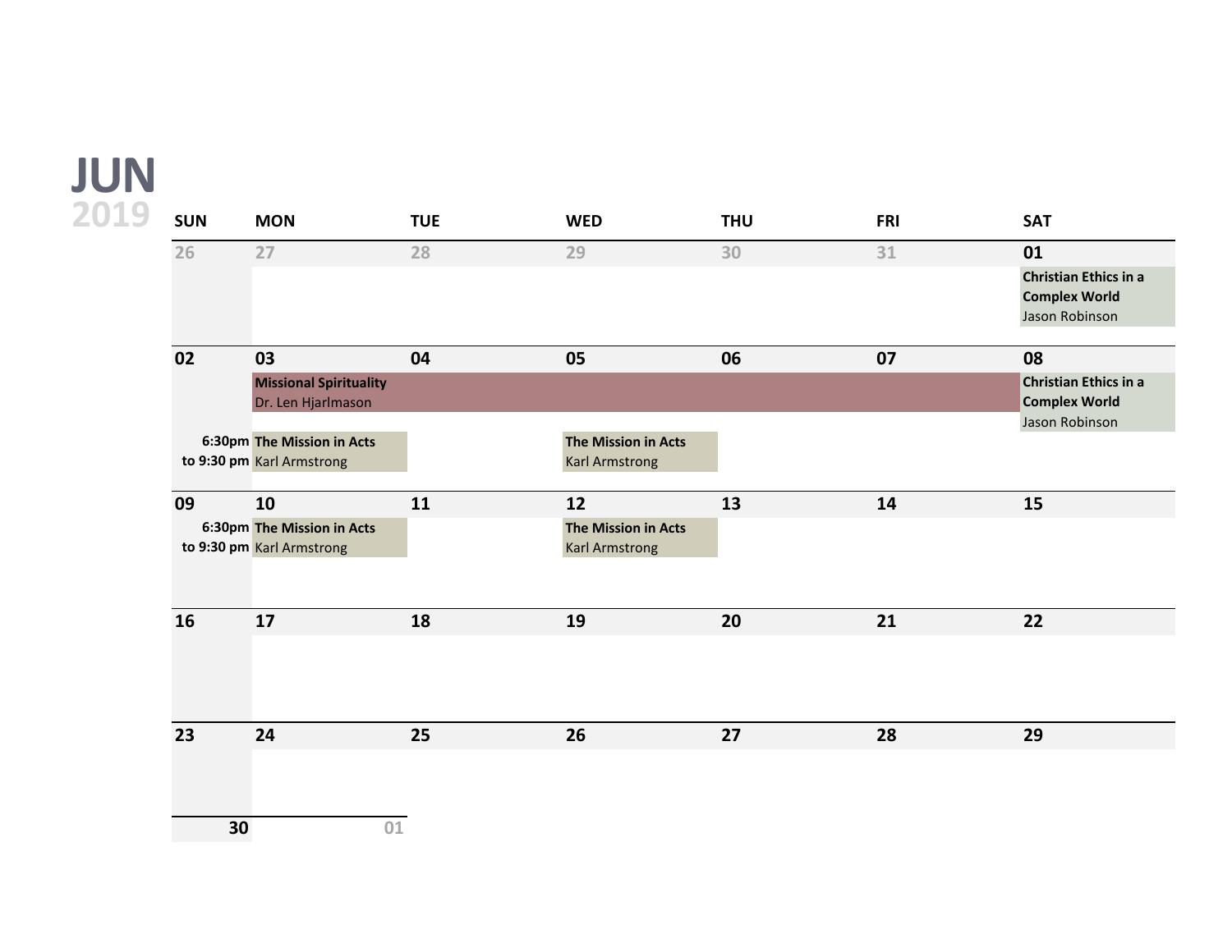# JUN 2019

| SUN | MON | TUE | WED | THU | FRI | SAT |
|---|---|---|---|---|---|---|
| 26 | 27 | 28 | 29 | 30 | 31 | 01 **Christian Ethics in a Complex World** Jason Robinson |
| 02 6:30pm to 9:30 pm | 03 **Missional Spirituality** Dr. Len Hjarlmason; **The Mission in Acts** Karl Armstrong | 04 | 05 **The Mission in Acts** Karl Armstrong | 06 | 07 | 08 **Christian Ethics in a Complex World** Jason Robinson |
| 09 6:30pm to 9:30 pm | 10 **The Mission in Acts** Karl Armstrong | 11 | 12 **The Mission in Acts** Karl Armstrong | 13 | 14 | 15 |
| 16 | 17 | 18 | 19 | 20 | 21 | 22 |
| 23 | 24 | 25 | 26 | 27 | 28 | 29 |
| 30 | 01 | | | | | |